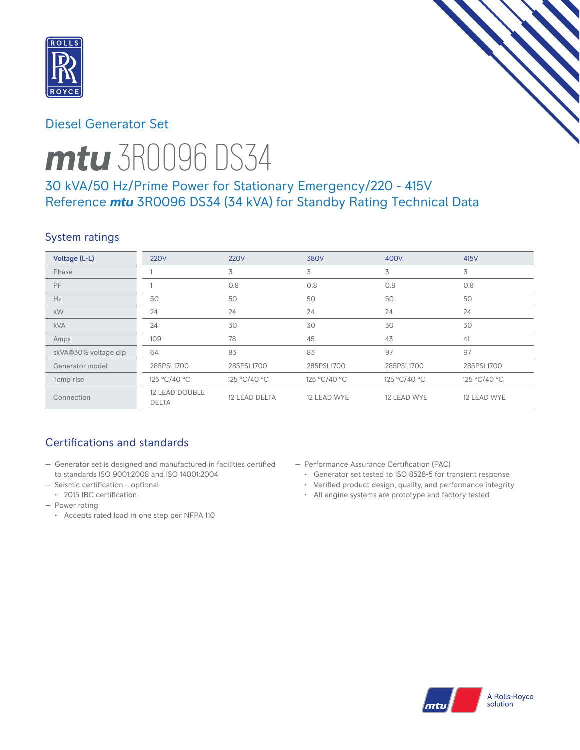# Diesel Generator Set

# *mtu* 3R0096 DS34

## 30 kVA/50 Hz/Prime Power for Stationary Emergency/220 - 415V
## Reference *mtu* 3R0096 DS34 (34 kVA) for Standby Rating Technical Data

### System ratings

| Voltage (L-L) | 220V | 220V | 380V | 400V | 415V |
|---|---|---|---|---|---|
| Phase | 1 | 3 | 3 | 3 | 3 |
| PF | 1 | 0.8 | 0.8 | 0.8 | 0.8 |
| Hz | 50 | 50 | 50 | 50 | 50 |
| kW | 24 | 24 | 24 | 24 | 24 |
| kVA | 24 | 30 | 30 | 30 | 30 |
| Amps | 109 | 78 | 45 | 43 | 41 |
| skVA@30% voltage dip | 64 | 83 | 83 | 97 | 97 |
| Generator model | 285PSL1700 | 285PSL1700 | 285PSL1700 | 285PSL1700 | 285PSL1700 |
| Temp rise | 125 °C/40 °C | 125 °C/40 °C | 125 °C/40 °C | 125 °C/40 °C | 125 °C/40 °C |
| Connection | 12 LEAD DOUBLE DELTA | 12 LEAD DELTA | 12 LEAD WYE | 12 LEAD WYE | 12 LEAD WYE |

### Certifications and standards

- Generator set is designed and manufactured in facilities certified to standards ISO 9001:2008 and ISO 14001:2004
- Seismic certification – optional
  - 2015 IBC certification
- Power rating
  - Accepts rated load in one step per NFPA 110
- Performance Assurance Certification (PAC)
  - Generator set tested to ISO 8528-5 for transient response
  - Verified product design, quality, and performance integrity
  - All engine systems are prototype and factory tested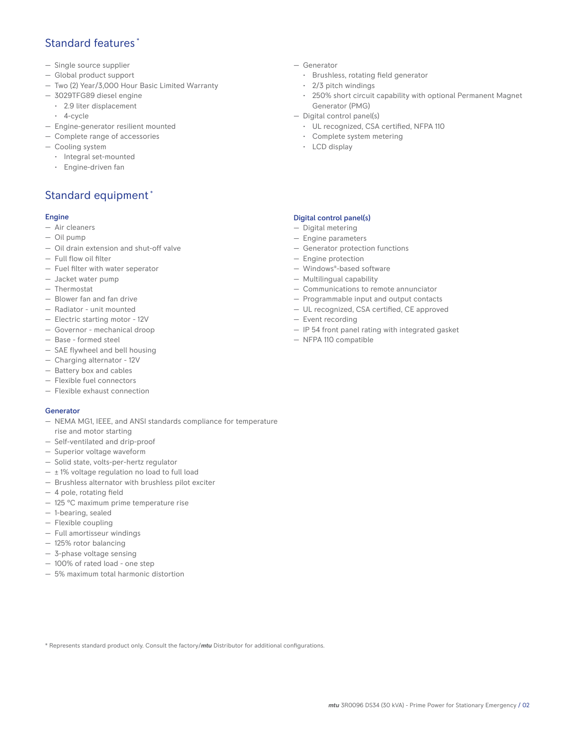## Standard features *

- Single source supplier
- Global product support
- Two (2) Year/3,000 Hour Basic Limited Warranty
- 3029TFG89 diesel engine
  - 2.9 liter displacement
  - 4-cycle
- Engine-generator resilient mounted
- Complete range of accessories
- Cooling system
  - Integral set-mounted
  - Engine-driven fan
- Generator
  - Brushless, rotating field generator
  - 2/3 pitch windings
  - 250% short circuit capability with optional Permanent Magnet Generator (PMG)
- Digital control panel(s)
  - UL recognized, CSA certified, NFPA 110
  - Complete system metering
  - LCD display

## Standard equipment *

### Engine

- Air cleaners
- Oil pump
- Oil drain extension and shut-off valve
- Full flow oil filter
- Fuel filter with water seperator
- Jacket water pump
- Thermostat
- Blower fan and fan drive
- Radiator - unit mounted
- Electric starting motor - 12V
- Governor - mechanical droop
- Base - formed steel
- SAE flywheel and bell housing
- Charging alternator - 12V
- Battery box and cables
- Flexible fuel connectors
- Flexible exhaust connection

### Generator

- NEMA MG1, IEEE, and ANSI standards compliance for temperature rise and motor starting
- Self-ventilated and drip-proof
- Superior voltage waveform
- Solid state, volts-per-hertz regulator
- ± 1% voltage regulation no load to full load
- Brushless alternator with brushless pilot exciter
- 4 pole, rotating field
- 125 °C maximum prime temperature rise
- 1-bearing, sealed
- Flexible coupling
- Full amortisseur windings
- 125% rotor balancing
- 3-phase voltage sensing
- 100% of rated load - one step
- 5% maximum total harmonic distortion

### Digital control panel(s)

- Digital metering
- Engine parameters
- Generator protection functions
- Engine protection
- Windows®-based software
- Multilingual capability
- Communications to remote annunciator
- Programmable input and output contacts
- UL recognized, CSA certified, CE approved
- Event recording
- IP 54 front panel rating with integrated gasket
- NFPA 110 compatible

* Represents standard product only. Consult the factory/***mtu*** Distributor for additional configurations.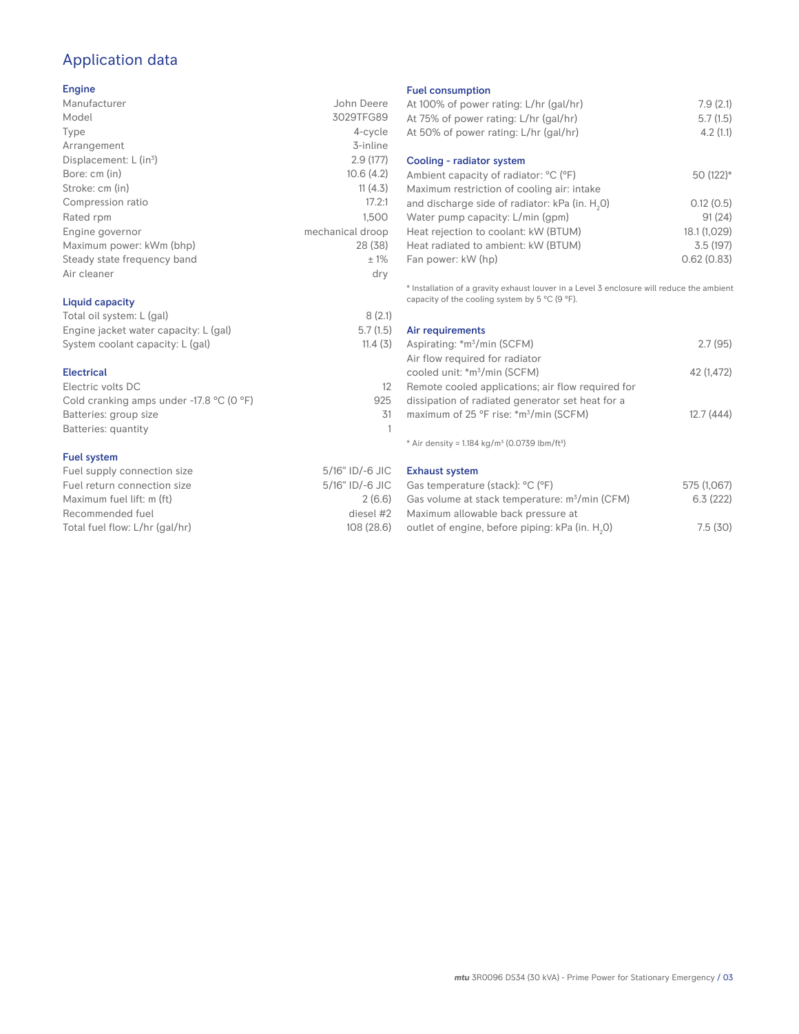# Application data

### Engine

| | |
|---|---|
| Manufacturer | John Deere |
| Model | 3029TFG89 |
| Type | 4-cycle |
| Arrangement | 3-inline |
| Displacement: L ($in^3$) | 2.9 (177) |
| Bore: cm (in) | 10.6 (4.2) |
| Stroke: cm (in) | 11 (4.3) |
| Compression ratio | 17.2:1 |
| Rated rpm | 1,500 |
| Engine governor | mechanical droop |
| Maximum power: kWm (bhp) | 28 (38) |
| Steady state frequency band | ± 1% |
| Air cleaner | dry |

### Liquid capacity

| | |
|---|---|
| Total oil system: L (gal) | 8 (2.1) |
| Engine jacket water capacity: L (gal) | 5.7 (1.5) |
| System coolant capacity: L (gal) | 11.4 (3) |

### Electrical

| | |
|---|---|
| Electric volts DC | 12 |
| Cold cranking amps under -17.8 °C (0 °F) | 925 |
| Batteries: group size | 31 |
| Batteries: quantity | 1 |

### Fuel system

| | |
|---|---|
| Fuel supply connection size | 5/16" ID/-6 JIC |
| Fuel return connection size | 5/16" ID/-6 JIC |
| Maximum fuel lift: m (ft) | 2 (6.6) |
| Recommended fuel | diesel #2 |
| Total fuel flow: L/hr (gal/hr) | 108 (28.6) |

### Fuel consumption

| | |
|---|---|
| At 100% of power rating: L/hr (gal/hr) | 7.9 (2.1) |
| At 75% of power rating: L/hr (gal/hr) | 5.7 (1.5) |
| At 50% of power rating: L/hr (gal/hr) | 4.2 (1.1) |

### Cooling - radiator system

| | |
|---|---|
| Ambient capacity of radiator: °C (°F) | 50 (122)* |
| Maximum restriction of cooling air: intake and discharge side of radiator: kPa (in. $H_2O$) | 0.12 (0.5) |
| Water pump capacity: L/min (gpm) | 91 (24) |
| Heat rejection to coolant: kW (BTUM) | 18.1 (1,029) |
| Heat radiated to ambient: kW (BTUM) | 3.5 (197) |
| Fan power: kW (hp) | 0.62 (0.83) |

* Installation of a gravity exhaust louver in a Level 3 enclosure will reduce the ambient capacity of the cooling system by 5 °C (9 °F).

### Air requirements

| | |
|---|---|
| Aspirating: *$m^3$/min (SCFM) | 2.7 (95) |
| Air flow required for radiator cooled unit: *$m^3$/min (SCFM) | 42 (1,472) |
| Remote cooled applications; air flow required for dissipation of radiated generator set heat for a maximum of 25 °F rise: *$m^3$/min (SCFM) | 12.7 (444) |

* Air density = 1.184 kg/$m^3$ (0.0739 lbm/$ft^3$)

### Exhaust system

| | |
|---|---|
| Gas temperature (stack): °C (°F) | 575 (1,067) |
| Gas volume at stack temperature: $m^3$/min (CFM) | 6.3 (222) |
| Maximum allowable back pressure at outlet of engine, before piping: kPa (in. $H_2O$) | 7.5 (30) |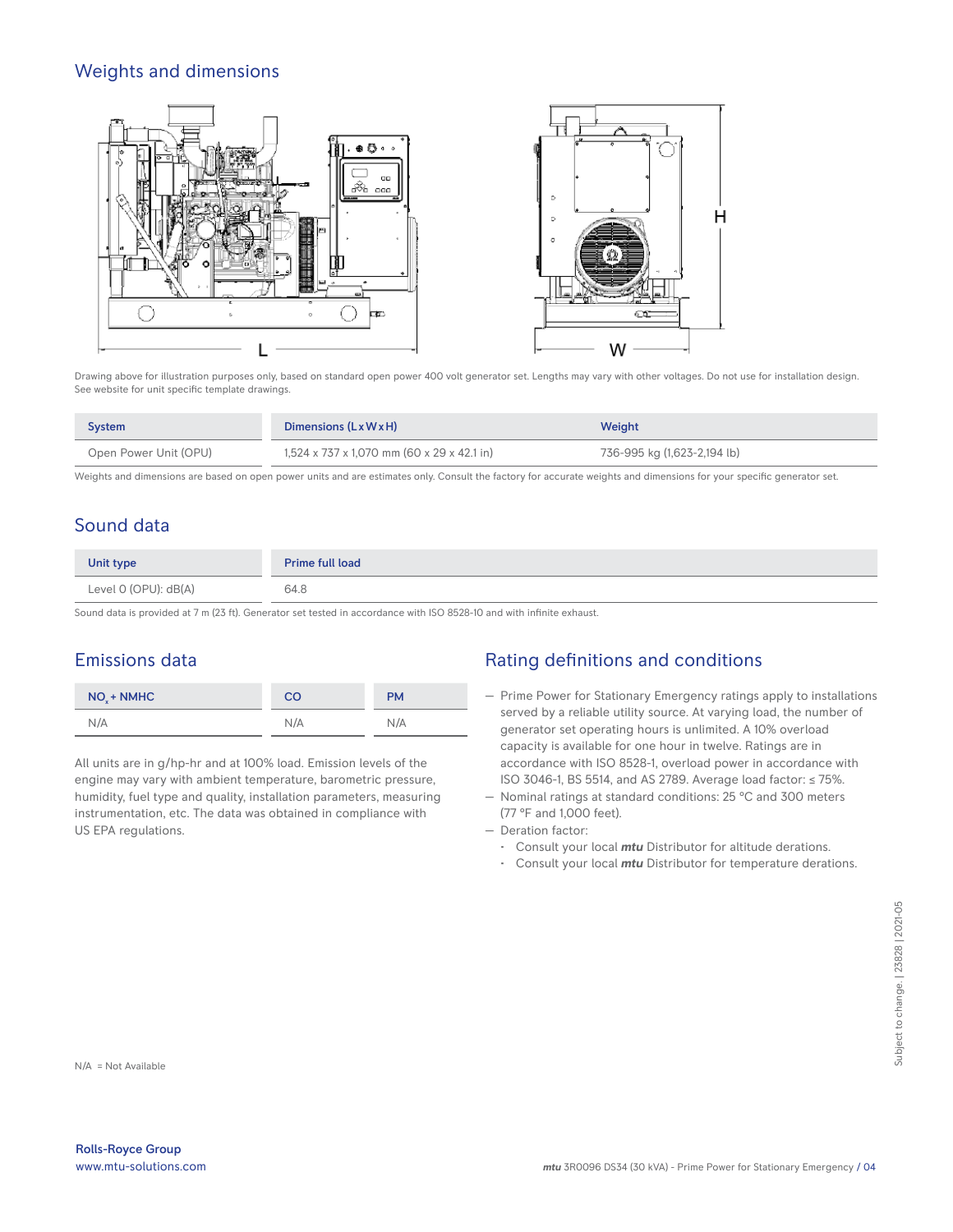## Weights and dimensions

L

W

H

Drawing above for illustration purposes only, based on standard open power 400 volt generator set. Lengths may vary with other voltages. Do not use for installation design. See website for unit specific template drawings.

| System | Dimensions (L x W x H) | Weight |
|---|---|---|
| Open Power Unit (OPU) | 1,524 x 737 x 1,070 mm (60 x 29 x 42.1 in) | 736-995 kg (1,623-2,194 lb) |

Weights and dimensions are based on open power units and are estimates only. Consult the factory for accurate weights and dimensions for your specific generator set.

## Sound data

| Unit type | Prime full load |
|---|---|
| Level 0 (OPU): dB(A) | 64.8 |

Sound data is provided at 7 m (23 ft). Generator set tested in accordance with ISO 8528-10 and with infinite exhaust.

## Emissions data

| $NO_x$ + NMHC | CO | PM |
|---|---|---|
| N/A | N/A | N/A |

All units are in g/hp-hr and at 100% load. Emission levels of the engine may vary with ambient temperature, barometric pressure, humidity, fuel type and quality, installation parameters, measuring instrumentation, etc. The data was obtained in compliance with US EPA regulations.

## Rating definitions and conditions

- Prime Power for Stationary Emergency ratings apply to installations served by a reliable utility source. At varying load, the number of generator set operating hours is unlimited. A 10% overload capacity is available for one hour in twelve. Ratings are in accordance with ISO 8528-1, overload power in accordance with ISO 3046-1, BS 5514, and AS 2789. Average load factor: ≤ 75%.
- Nominal ratings at standard conditions: 25 °C and 300 meters (77 °F and 1,000 feet).
- Deration factor:
  - Consult your local ***mtu*** Distributor for altitude derations.
  - Consult your local ***mtu*** Distributor for temperature derations.

N/A = Not Available

Subject to change. | 23828 | 2021-05

**Rolls-Royce Group**
www.mtu-solutions.com